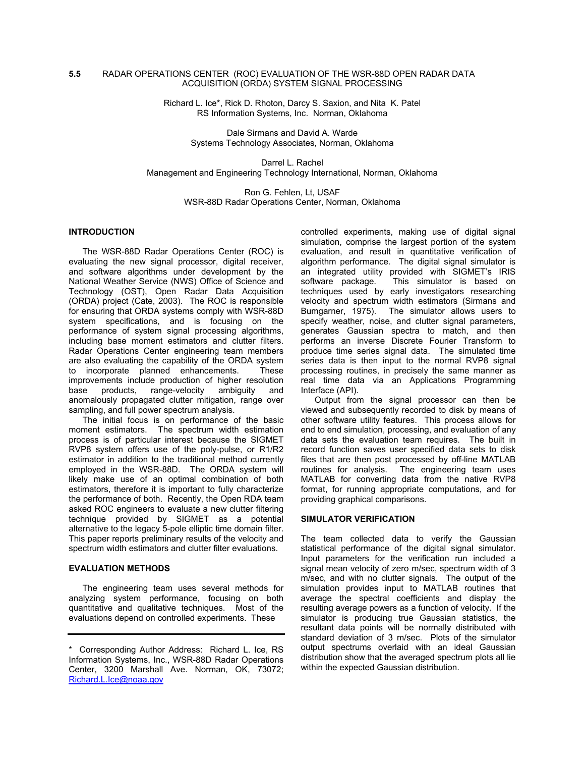# 5.5 RADAR OPERATIONS CENTER (ROC) EVALUATION OF THE WSR-88D OPEN RADAR DATA ACQUISITION (ORDA) SYSTEM SIGNAL PROCESSING

Richard L. Ice*, Rick D. Rhoton, Darcy S. Saxion, and Nita K. Patel
RS Information Systems, Inc. Norman, Oklahoma

Dale Sirmans and David A. Warde
Systems Technology Associates, Norman, Oklahoma

Darrel L. Rachel
Management and Engineering Technology International, Norman, Oklahoma

Ron G. Fehlen, Lt, USAF
WSR-88D Radar Operations Center, Norman, Oklahoma

## INTRODUCTION

The WSR-88D Radar Operations Center (ROC) is evaluating the new signal processor, digital receiver, and software algorithms under development by the National Weather Service (NWS) Office of Science and Technology (OST), Open Radar Data Acquisition (ORDA) project (Cate, 2003). The ROC is responsible for ensuring that ORDA systems comply with WSR-88D system specifications, and is focusing on the performance of system signal processing algorithms, including base moment estimators and clutter filters. Radar Operations Center engineering team members are also evaluating the capability of the ORDA system to incorporate planned enhancements. These improvements include production of higher resolution base products, range-velocity ambiguity and anomalously propagated clutter mitigation, range over sampling, and full power spectrum analysis.

The initial focus is on performance of the basic moment estimators. The spectrum width estimation process is of particular interest because the SIGMET RVP8 system offers use of the poly-pulse, or R1/R2 estimator in addition to the traditional method currently employed in the WSR-88D. The ORDA system will likely make use of an optimal combination of both estimators, therefore it is important to fully characterize the performance of both. Recently, the Open RDA team asked ROC engineers to evaluate a new clutter filtering technique provided by SIGMET as a potential alternative to the legacy 5-pole elliptic time domain filter. This paper reports preliminary results of the velocity and spectrum width estimators and clutter filter evaluations.

## EVALUATION METHODS

The engineering team uses several methods for analyzing system performance, focusing on both quantitative and qualitative techniques. Most of the evaluations depend on controlled experiments. These controlled experiments, making use of digital signal simulation, comprise the largest portion of the system evaluation, and result in quantitative verification of algorithm performance. The digital signal simulator is an integrated utility provided with SIGMET's IRIS software package. This simulator is based on techniques used by early investigators researching velocity and spectrum width estimators (Sirmans and Bumgarner, 1975). The simulator allows users to specify weather, noise, and clutter signal parameters, generates Gaussian spectra to match, and then performs an inverse Discrete Fourier Transform to produce time series signal data. The simulated time series data is then input to the normal RVP8 signal processing routines, in precisely the same manner as real time data via an Applications Programming Interface (API).

Output from the signal processor can then be viewed and subsequently recorded to disk by means of other software utility features. This process allows for end to end simulation, processing, and evaluation of any data sets the evaluation team requires. The built in record function saves user specified data sets to disk files that are then post processed by off-line MATLAB routines for analysis. The engineering team uses MATLAB for converting data from the native RVP8 format, for running appropriate computations, and for providing graphical comparisons.

## SIMULATOR VERIFICATION

The team collected data to verify the Gaussian statistical performance of the digital signal simulator. Input parameters for the verification run included a signal mean velocity of zero m/sec, spectrum width of 3 m/sec, and with no clutter signals. The output of the simulation provides input to MATLAB routines that average the spectral coefficients and display the resulting average powers as a function of velocity. If the simulator is producing true Gaussian statistics, the resultant data points will be normally distributed with standard deviation of 3 m/sec. Plots of the simulator output spectrums overlaid with an ideal Gaussian distribution show that the averaged spectrum plots all lie within the expected Gaussian distribution.

---

\* Corresponding Author Address: Richard L. Ice, RS Information Systems, Inc., WSR-88D Radar Operations Center, 3200 Marshall Ave. Norman, OK, 73072; Richard.L.Ice@noaa.gov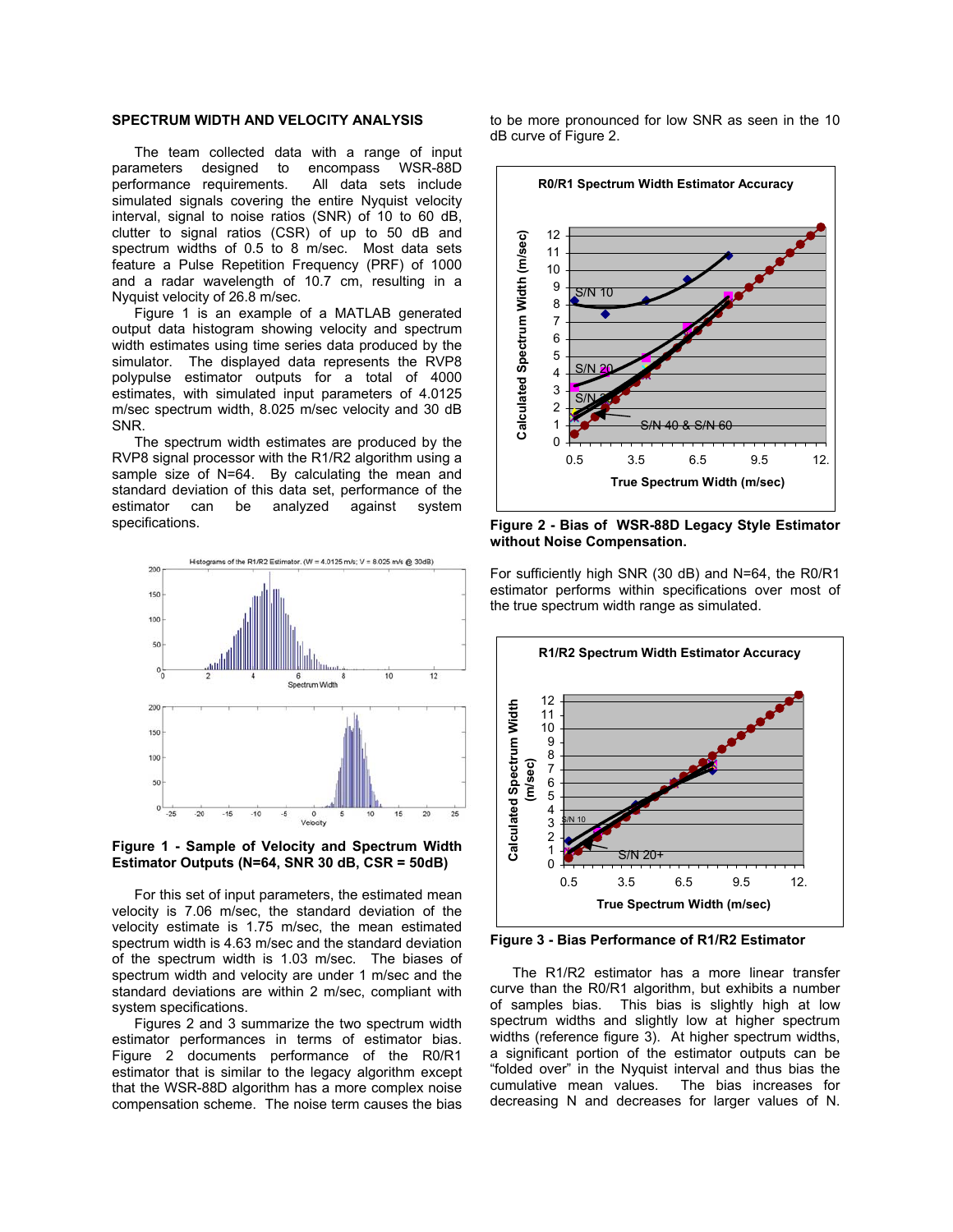## SPECTRUM WIDTH AND VELOCITY ANALYSIS

The team collected data with a range of input parameters designed to encompass WSR-88D performance requirements. All data sets include simulated signals covering the entire Nyquist velocity interval, signal to noise ratios (SNR) of 10 to 60 dB, clutter to signal ratios (CSR) of up to 50 dB and spectrum widths of 0.5 to 8 m/sec. Most data sets feature a Pulse Repetition Frequency (PRF) of 1000 and a radar wavelength of 10.7 cm, resulting in a Nyquist velocity of 26.8 m/sec.

Figure 1 is an example of a MATLAB generated output data histogram showing velocity and spectrum width estimates using time series data produced by the simulator. The displayed data represents the RVP8 polypulse estimator outputs for a total of 4000 estimates, with simulated input parameters of 4.0125 m/sec spectrum width, 8.025 m/sec velocity and 30 dB SNR.

The spectrum width estimates are produced by the RVP8 signal processor with the R1/R2 algorithm using a sample size of N=64. By calculating the mean and standard deviation of this data set, performance of the estimator can be analyzed against system specifications.

**Figure 1 - Sample of Velocity and Spectrum Width Estimator Outputs (N=64, SNR 30 dB, CSR = 50dB)**

For this set of input parameters, the estimated mean velocity is 7.06 m/sec, the standard deviation of the velocity estimate is 1.75 m/sec, the mean estimated spectrum width is 4.63 m/sec and the standard deviation of the spectrum width is 1.03 m/sec. The biases of spectrum width and velocity are under 1 m/sec and the standard deviations are within 2 m/sec, compliant with system specifications.

Figures 2 and 3 summarize the two spectrum width estimator performances in terms of estimator bias. Figure 2 documents performance of the R0/R1 estimator that is similar to the legacy algorithm except that the WSR-88D algorithm has a more complex noise compensation scheme. The noise term causes the bias to be more pronounced for low SNR as seen in the 10 dB curve of Figure 2.

**Figure 2 - Bias of WSR-88D Legacy Style Estimator without Noise Compensation.**

For sufficiently high SNR (30 dB) and N=64, the R0/R1 estimator performs within specifications over most of the true spectrum width range as simulated.

**Figure 3 - Bias Performance of R1/R2 Estimator**

The R1/R2 estimator has a more linear transfer curve than the R0/R1 algorithm, but exhibits a number of samples bias. This bias is slightly high at low spectrum widths and slightly low at higher spectrum widths (reference figure 3). At higher spectrum widths, a significant portion of the estimator outputs can be "folded over" in the Nyquist interval and thus bias the cumulative mean values. The bias increases for decreasing N and decreases for larger values of N.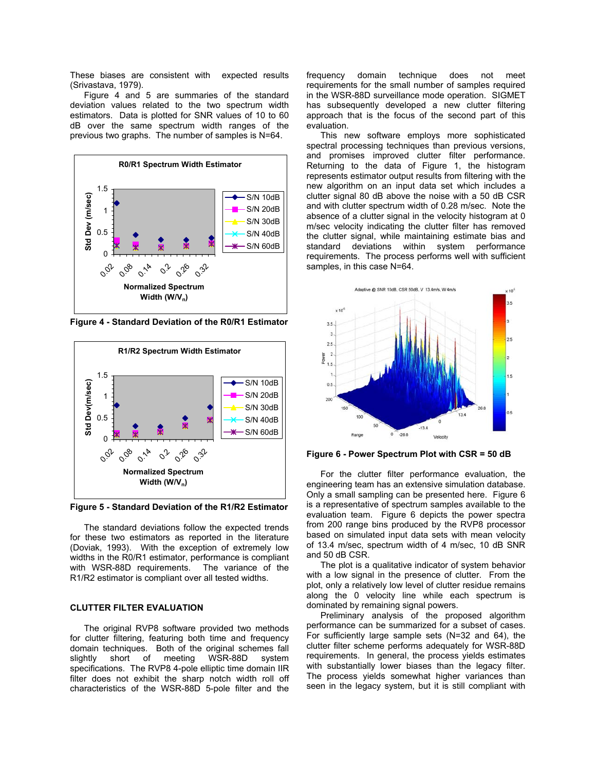These biases are consistent with expected results (Srivastava, 1979).

Figure 4 and 5 are summaries of the standard deviation values related to the two spectrum width estimators. Data is plotted for SNR values of 10 to 60 dB over the same spectrum width ranges of the previous two graphs. The number of samples is N=64.

**Figure 4 - Standard Deviation of the R0/R1 Estimator**

**Figure 5 - Standard Deviation of the R1/R2 Estimator**

The standard deviations follow the expected trends for these two estimators as reported in the literature (Doviak, 1993). With the exception of extremely low widths in the R0/R1 estimator, performance is compliant with WSR-88D requirements. The variance of the R1/R2 estimator is compliant over all tested widths.

## CLUTTER FILTER EVALUATION

The original RVP8 software provided two methods for clutter filtering, featuring both time and frequency domain techniques. Both of the original schemes fall slightly short of meeting WSR-88D system specifications. The RVP8 4-pole elliptic time domain IIR filter does not exhibit the sharp notch width roll off characteristics of the WSR-88D 5-pole filter and the frequency domain technique does not meet requirements for the small number of samples required in the WSR-88D surveillance mode operation. SIGMET has subsequently developed a new clutter filtering approach that is the focus of the second part of this evaluation.

This new software employs more sophisticated spectral processing techniques than previous versions, and promises improved clutter filter performance. Returning to the data of Figure 1, the histogram represents estimator output results from filtering with the new algorithm on an input data set which includes a clutter signal 80 dB above the noise with a 50 dB CSR and with clutter spectrum width of 0.28 m/sec. Note the absence of a clutter signal in the velocity histogram at 0 m/sec velocity indicating the clutter filter has removed the clutter signal, while maintaining estimate bias and standard deviations within system performance requirements. The process performs well with sufficient samples, in this case N=64.

**Figure 6 - Power Spectrum Plot with CSR = 50 dB**

For the clutter filter performance evaluation, the engineering team has an extensive simulation database. Only a small sampling can be presented here. Figure 6 is a representative of spectrum samples available to the evaluation team. Figure 6 depicts the power spectra from 200 range bins produced by the RVP8 processor based on simulated input data sets with mean velocity of 13.4 m/sec, spectrum width of 4 m/sec, 10 dB SNR and 50 dB CSR.

The plot is a qualitative indicator of system behavior with a low signal in the presence of clutter. From the plot, only a relatively low level of clutter residue remains along the 0 velocity line while each spectrum is dominated by remaining signal powers.

Preliminary analysis of the proposed algorithm performance can be summarized for a subset of cases. For sufficiently large sample sets (N=32 and 64), the clutter filter scheme performs adequately for WSR-88D requirements. In general, the process yields estimates with substantially lower biases than the legacy filter. The process yields somewhat higher variances than seen in the legacy system, but it is still compliant with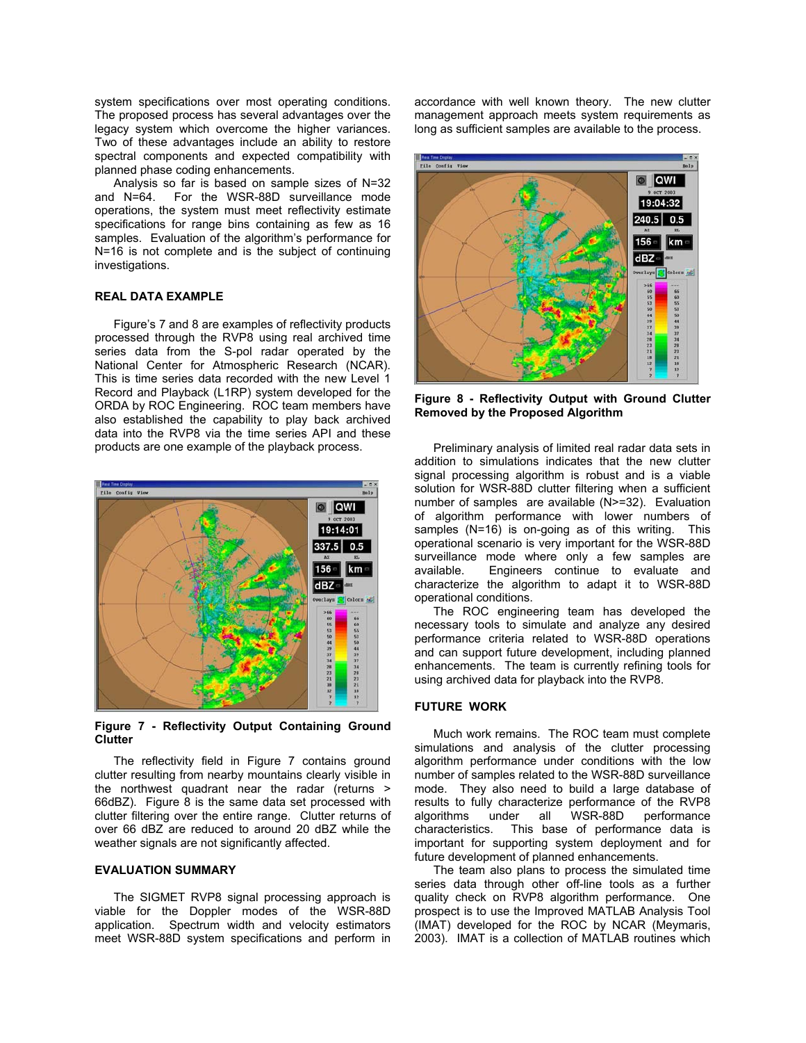system specifications over most operating conditions. The proposed process has several advantages over the legacy system which overcome the higher variances. Two of these advantages include an ability to restore spectral components and expected compatibility with planned phase coding enhancements.

Analysis so far is based on sample sizes of N=32 and N=64. For the WSR-88D surveillance mode operations, the system must meet reflectivity estimate specifications for range bins containing as few as 16 samples. Evaluation of the algorithm's performance for N=16 is not complete and is the subject of continuing investigations.

## REAL DATA EXAMPLE

Figure's 7 and 8 are examples of reflectivity products processed through the RVP8 using real archived time series data from the S-pol radar operated by the National Center for Atmospheric Research (NCAR). This is time series data recorded with the new Level 1 Record and Playback (L1RP) system developed for the ORDA by ROC Engineering. ROC team members have also established the capability to play back archived data into the RVP8 via the time series API and these products are one example of the playback process.

**Figure 7 - Reflectivity Output Containing Ground Clutter**

The reflectivity field in Figure 7 contains ground clutter resulting from nearby mountains clearly visible in the northwest quadrant near the radar (returns > 66dBZ). Figure 8 is the same data set processed with clutter filtering over the entire range. Clutter returns of over 66 dBZ are reduced to around 20 dBZ while the weather signals are not significantly affected.

## EVALUATION SUMMARY

The SIGMET RVP8 signal processing approach is viable for the Doppler modes of the WSR-88D application. Spectrum width and velocity estimators meet WSR-88D system specifications and perform in accordance with well known theory. The new clutter management approach meets system requirements as long as sufficient samples are available to the process.

**Figure 8 - Reflectivity Output with Ground Clutter Removed by the Proposed Algorithm**

Preliminary analysis of limited real radar data sets in addition to simulations indicates that the new clutter signal processing algorithm is robust and is a viable solution for WSR-88D clutter filtering when a sufficient number of samples are available (N>=32). Evaluation of algorithm performance with lower numbers of samples (N=16) is on-going as of this writing. This operational scenario is very important for the WSR-88D surveillance mode where only a few samples are available. Engineers continue to evaluate and characterize the algorithm to adapt it to WSR-88D operational conditions.

The ROC engineering team has developed the necessary tools to simulate and analyze any desired performance criteria related to WSR-88D operations and can support future development, including planned enhancements. The team is currently refining tools for using archived data for playback into the RVP8.

## FUTURE WORK

Much work remains. The ROC team must complete simulations and analysis of the clutter processing algorithm performance under conditions with the low number of samples related to the WSR-88D surveillance mode. They also need to build a large database of results to fully characterize performance of the RVP8 algorithms under all WSR-88D performance characteristics. This base of performance data is important for supporting system deployment and for future development of planned enhancements.

The team also plans to process the simulated time series data through other off-line tools as a further quality check on RVP8 algorithm performance. One prospect is to use the Improved MATLAB Analysis Tool (IMAT) developed for the ROC by NCAR (Meymaris, 2003). IMAT is a collection of MATLAB routines which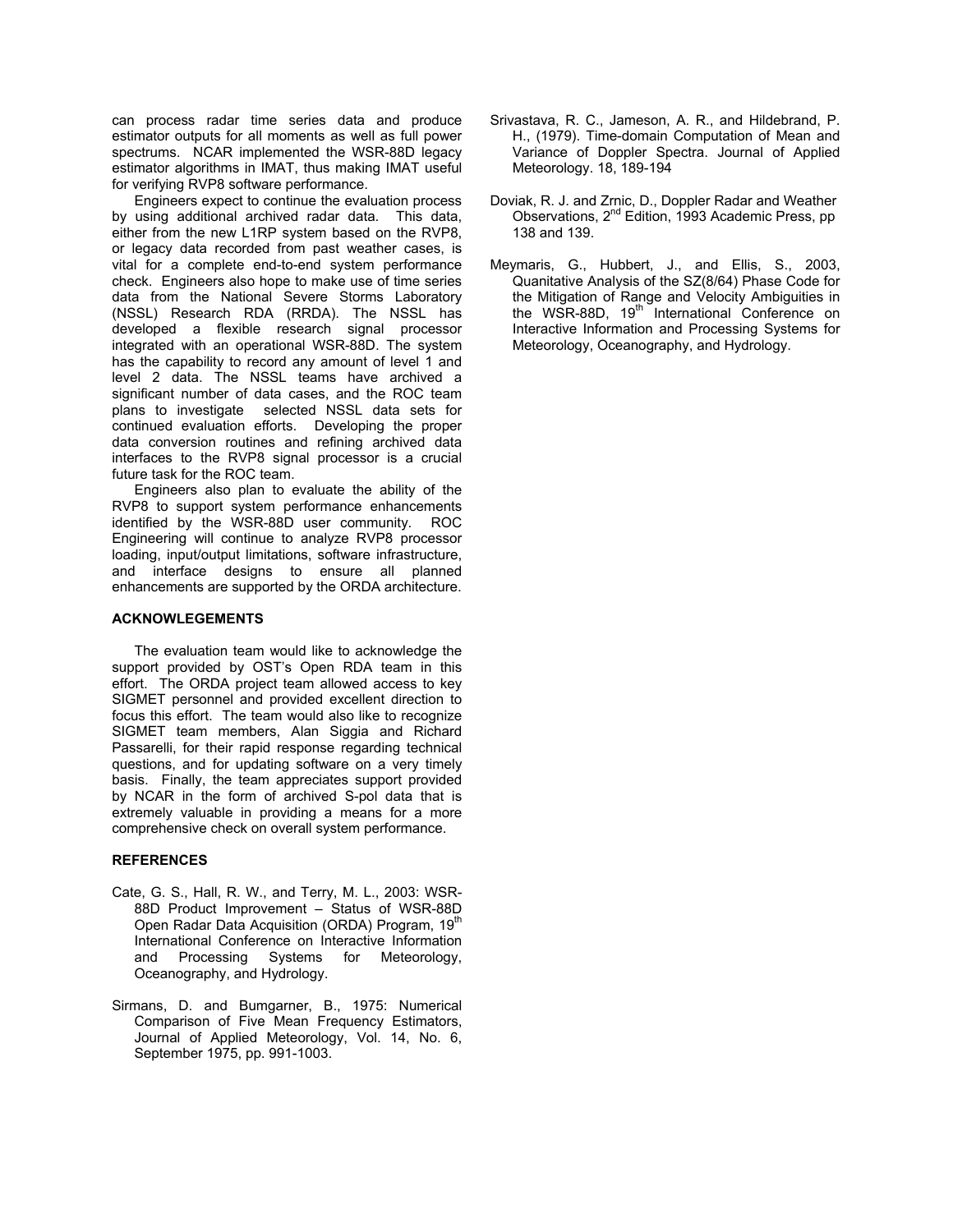can process radar time series data and produce estimator outputs for all moments as well as full power spectrums. NCAR implemented the WSR-88D legacy estimator algorithms in IMAT, thus making IMAT useful for verifying RVP8 software performance.

Engineers expect to continue the evaluation process by using additional archived radar data. This data, either from the new L1RP system based on the RVP8, or legacy data recorded from past weather cases, is vital for a complete end-to-end system performance check. Engineers also hope to make use of time series data from the National Severe Storms Laboratory (NSSL) Research RDA (RRDA). The NSSL has developed a flexible research signal processor integrated with an operational WSR-88D. The system has the capability to record any amount of level 1 and level 2 data. The NSSL teams have archived a significant number of data cases, and the ROC team plans to investigate selected NSSL data sets for continued evaluation efforts. Developing the proper data conversion routines and refining archived data interfaces to the RVP8 signal processor is a crucial future task for the ROC team.

Engineers also plan to evaluate the ability of the RVP8 to support system performance enhancements identified by the WSR-88D user community. ROC Engineering will continue to analyze RVP8 processor loading, input/output limitations, software infrastructure, and interface designs to ensure all planned enhancements are supported by the ORDA architecture.

### ACKNOWLEGEMENTS

The evaluation team would like to acknowledge the support provided by OST's Open RDA team in this effort. The ORDA project team allowed access to key SIGMET personnel and provided excellent direction to focus this effort. The team would also like to recognize SIGMET team members, Alan Siggia and Richard Passarelli, for their rapid response regarding technical questions, and for updating software on a very timely basis. Finally, the team appreciates support provided by NCAR in the form of archived S-pol data that is extremely valuable in providing a means for a more comprehensive check on overall system performance.

### REFERENCES

Cate, G. S., Hall, R. W., and Terry, M. L., 2003: WSR-88D Product Improvement – Status of WSR-88D Open Radar Data Acquisition (ORDA) Program, 19th International Conference on Interactive Information and Processing Systems for Meteorology, Oceanography, and Hydrology.

Sirmans, D. and Bumgarner, B., 1975: Numerical Comparison of Five Mean Frequency Estimators, Journal of Applied Meteorology, Vol. 14, No. 6, September 1975, pp. 991-1003.

Srivastava, R. C., Jameson, A. R., and Hildebrand, P. H., (1979). Time-domain Computation of Mean and Variance of Doppler Spectra. Journal of Applied Meteorology. 18, 189-194

Doviak, R. J. and Zrnic, D., Doppler Radar and Weather Observations, 2nd Edition, 1993 Academic Press, pp 138 and 139.

Meymaris, G., Hubbert, J., and Ellis, S., 2003, Quanitative Analysis of the SZ(8/64) Phase Code for the Mitigation of Range and Velocity Ambiguities in the WSR-88D, 19th International Conference on Interactive Information and Processing Systems for Meteorology, Oceanography, and Hydrology.